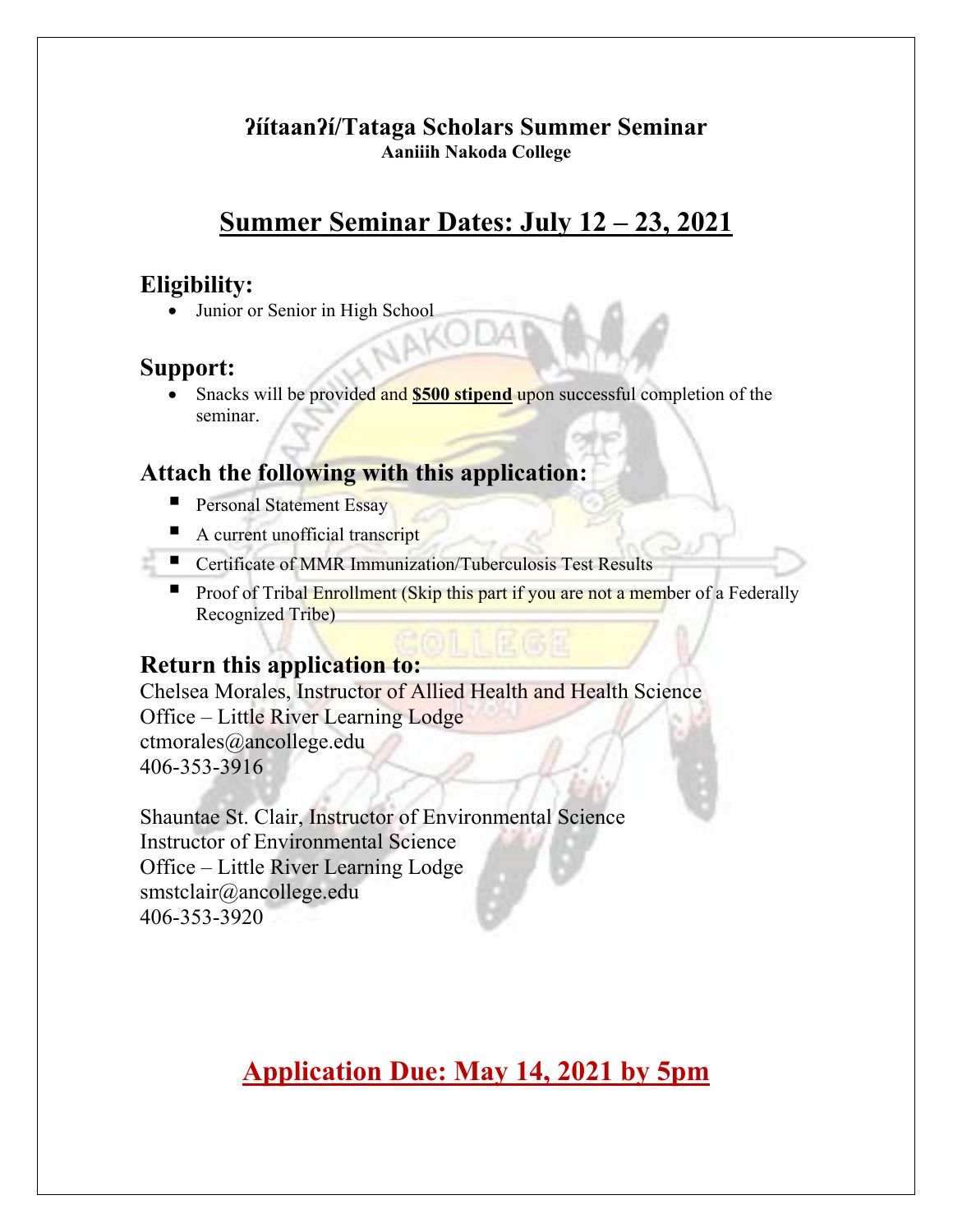# ʔiítaanʔí/Tataga Scholars Summer Seminar

**Aaniiih Nakoda College**

## Summer Seminar Dates: July 12 – 23, 2021

### Eligibility:

- Junior or Senior in High School

### Support:

- Snacks will be provided and **$500 stipend** upon successful completion of the seminar.

### Attach the following with this application:

- Personal Statement Essay
- A current unofficial transcript
- Certificate of MMR Immunization/Tuberculosis Test Results
- Proof of Tribal Enrollment (Skip this part if you are not a member of a Federally Recognized Tribe)

### Return this application to:

Chelsea Morales, Instructor of Allied Health and Health Science
Office – Little River Learning Lodge
ctmorales@ancollege.edu
406-353-3916

Shauntae St. Clair, Instructor of Environmental Science
Instructor of Environmental Science
Office – Little River Learning Lodge
smstclair@ancollege.edu
406-353-3920

## Application Due: May 14, 2021 by 5pm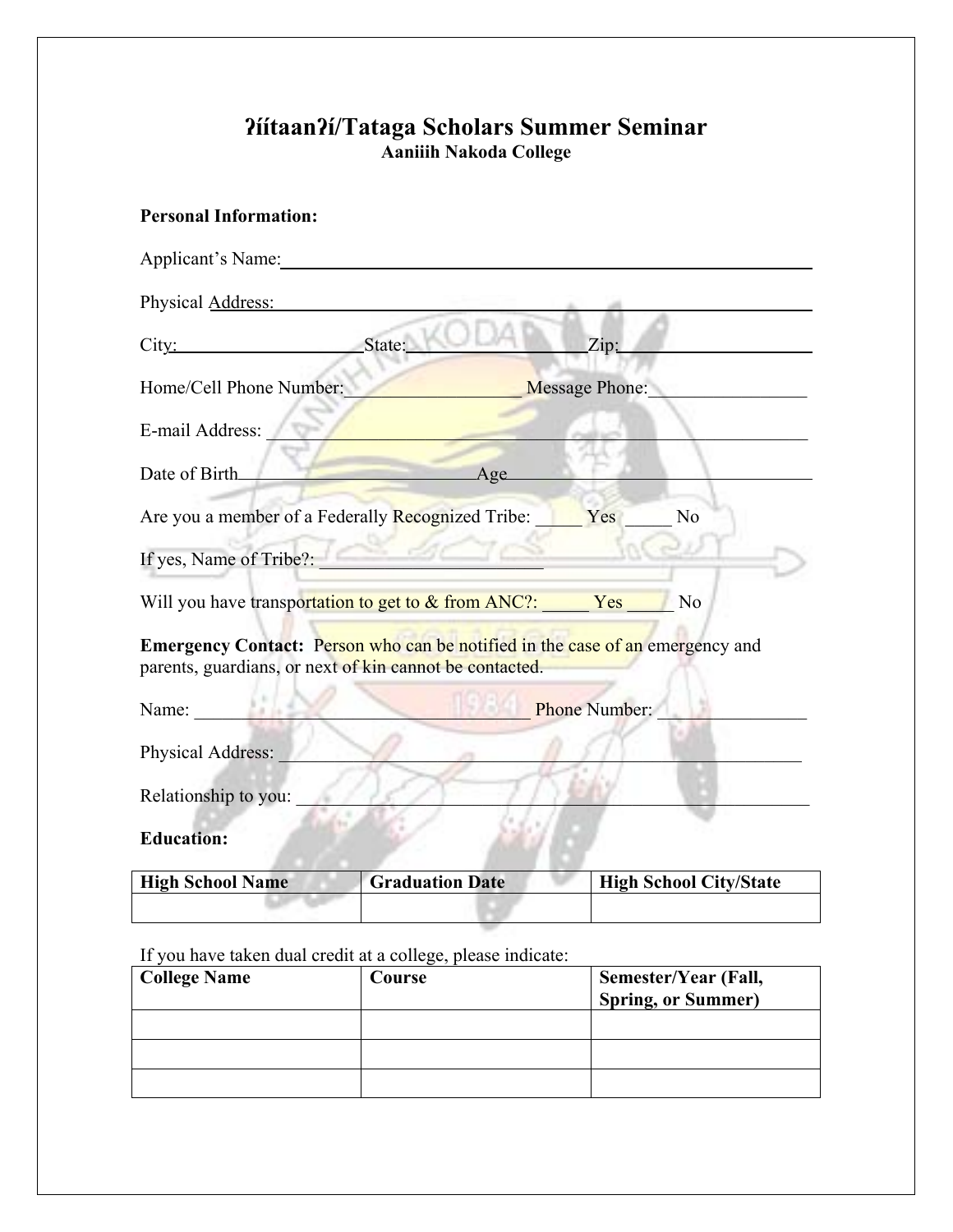# ʔíítaanʔí/Tataga Scholars Summer Seminar

**Aaniiih Nakoda College**

**Personal Information:**

Applicant's Name:\_\_\_\_\_\_\_\_\_\_\_\_\_\_\_\_\_\_\_\_\_\_\_\_\_\_\_\_\_\_\_\_\_\_\_\_\_\_\_\_\_\_\_\_\_\_\_\_\_\_\_\_

Physical Address:\_\_\_\_\_\_\_\_\_\_\_\_\_\_\_\_\_\_\_\_\_\_\_\_\_\_\_\_\_\_\_\_\_\_\_\_\_\_\_\_\_\_\_\_\_\_\_\_\_\_\_\_

City:\_\_\_\_\_\_\_\_\_\_\_\_\_\_\_\_\_\_State:\_\_\_\_\_\_\_\_\_\_\_\_\_\_\_\_\_\_Zip:\_\_\_\_\_\_\_\_\_\_\_\_\_\_\_\_\_\_

Home/Cell Phone Number:\_\_\_\_\_\_\_\_\_\_\_\_\_\_\_\_\_\_ Message Phone:\_\_\_\_\_\_\_\_\_\_\_\_\_\_\_\_

E-mail Address: \_\_\_\_\_\_\_\_\_\_\_\_\_\_\_\_\_\_\_\_\_\_\_\_\_\_\_\_\_\_\_\_\_\_\_\_\_\_\_\_\_\_\_\_\_\_\_\_\_\_\_\_

Date of Birth\_\_\_\_\_\_\_\_\_\_\_\_\_\_\_\_\_\_\_\_\_\_\_Age\_\_\_\_\_\_\_\_\_\_\_\_\_\_\_\_\_\_\_\_\_\_\_\_\_\_\_\_\_

Are you a member of a Federally Recognized Tribe: \_\_\_\_\_ Yes \_\_\_\_\_ No

If yes, Name of Tribe?: \_\_\_\_\_\_\_\_\_\_\_\_\_\_\_\_\_\_\_\_\_\_\_\_

Will you have transportation to get to & from ANC?: \_\_\_\_\_ Yes \_\_\_\_\_ No

**Emergency Contact:** Person who can be notified in the case of an emergency and parents, guardians, or next of kin cannot be contacted.

Name: \_\_\_\_\_\_\_\_\_\_\_\_\_\_\_\_\_\_\_\_\_\_\_\_\_\_\_\_\_\_\_\_\_\_\_\_ Phone Number: \_\_\_\_\_\_\_\_\_\_\_\_\_\_\_\_

Physical Address: \_\_\_\_\_\_\_\_\_\_\_\_\_\_\_\_\_\_\_\_\_\_\_\_\_\_\_\_\_\_\_\_\_\_\_\_\_\_\_\_\_\_\_\_\_\_\_\_\_\_\_\_\_\_

Relationship to you: \_\_\_\_\_\_\_\_\_\_\_\_\_\_\_\_\_\_\_\_\_\_\_\_\_\_\_\_\_\_\_\_\_\_\_\_\_\_\_\_\_\_\_\_\_\_\_\_\_\_\_\_

**Education:**

| **High School Name** | **Graduation Date** | **High School City/State** |
|---|---|---|
| | | |

If you have taken dual credit at a college, please indicate:

| **College Name** | **Course** | **Semester/Year (Fall, Spring, or Summer)** |
|---|---|---|
| | | |
| | | |
| | | |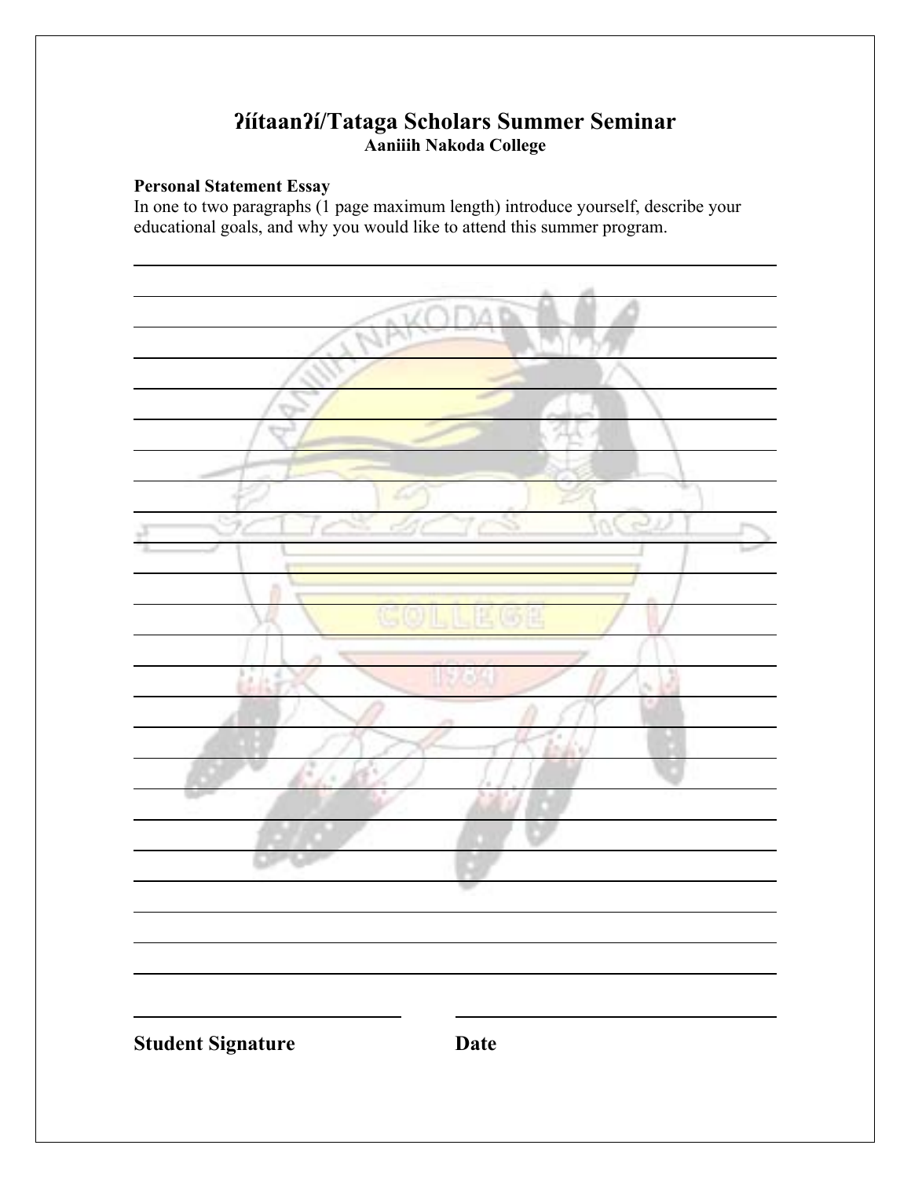# ʔíítaanʔí/Tataga Scholars Summer Seminar

**Aaniiih Nakoda College**

**Personal Statement Essay**

In one to two paragraphs (1 page maximum length) introduce yourself, describe your educational goals, and why you would like to attend this summer program.

**Student Signature** **Date**